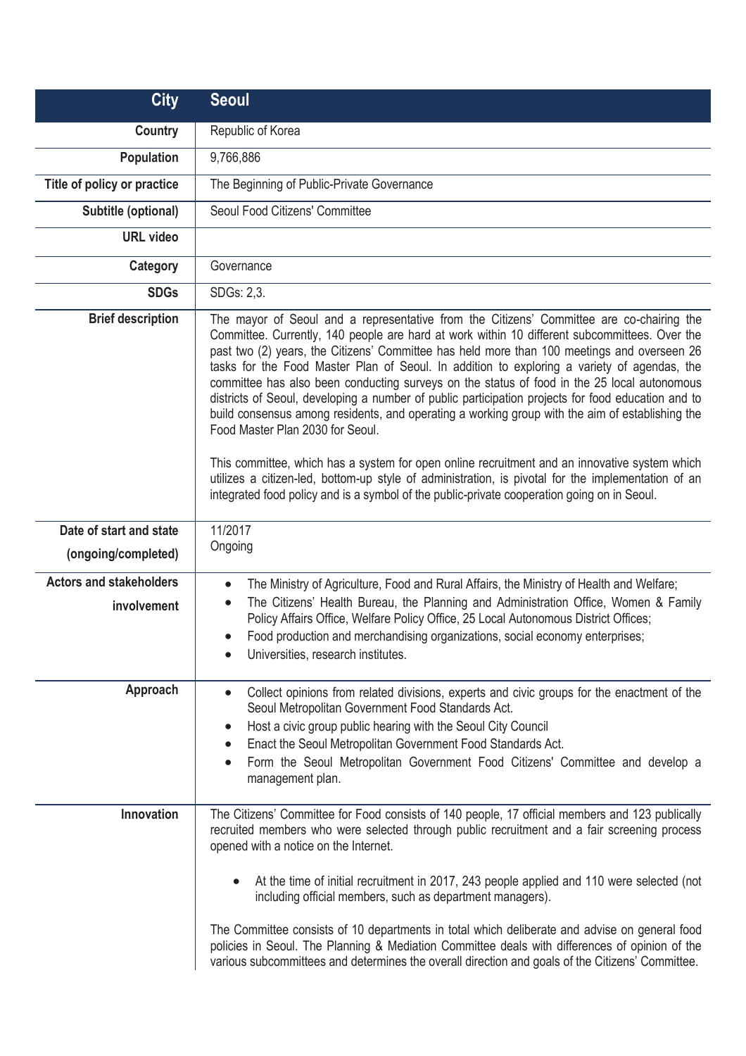| City | Seoul |
|---|---|
| Country | Republic of Korea |
| Population | 9,766,886 |
| Title of policy or practice | The Beginning of Public-Private Governance |
| Subtitle (optional) | Seoul Food Citizens' Committee |
| URL video | |
| Category | Governance |
| SDGs | SDGs: 2,3. |
| Brief description | The mayor of Seoul and a representative from the Citizens' Committee are co-chairing the Committee. Currently, 140 people are hard at work within 10 different subcommittees. Over the past two (2) years, the Citizens' Committee has held more than 100 meetings and overseen 26 tasks for the Food Master Plan of Seoul. In addition to exploring a variety of agendas, the committee has also been conducting surveys on the status of food in the 25 local autonomous districts of Seoul, developing a number of public participation projects for food education and to build consensus among residents, and operating a working group with the aim of establishing the Food Master Plan 2030 for Seoul.<br><br>This committee, which has a system for open online recruitment and an innovative system which utilizes a citizen-led, bottom-up style of administration, is pivotal for the implementation of an integrated food policy and is a symbol of the public-private cooperation going on in Seoul. |
| Date of start and state (ongoing/completed) | 11/2017<br>Ongoing |
| Actors and stakeholders involvement | • The Ministry of Agriculture, Food and Rural Affairs, the Ministry of Health and Welfare;<br>• The Citizens' Health Bureau, the Planning and Administration Office, Women & Family Policy Affairs Office, Welfare Policy Office, 25 Local Autonomous District Offices;<br>• Food production and merchandising organizations, social economy enterprises;<br>• Universities, research institutes. |
| Approach | • Collect opinions from related divisions, experts and civic groups for the enactment of the Seoul Metropolitan Government Food Standards Act.<br>• Host a civic group public hearing with the Seoul City Council<br>• Enact the Seoul Metropolitan Government Food Standards Act.<br>• Form the Seoul Metropolitan Government Food Citizens' Committee and develop a management plan. |
| Innovation | The Citizens' Committee for Food consists of 140 people, 17 official members and 123 publically recruited members who were selected through public recruitment and a fair screening process opened with a notice on the Internet.<br><br>• At the time of initial recruitment in 2017, 243 people applied and 110 were selected (not including official members, such as department managers).<br><br>The Committee consists of 10 departments in total which deliberate and advise on general food policies in Seoul. The Planning & Mediation Committee deals with differences of opinion of the various subcommittees and determines the overall direction and goals of the Citizens' Committee. |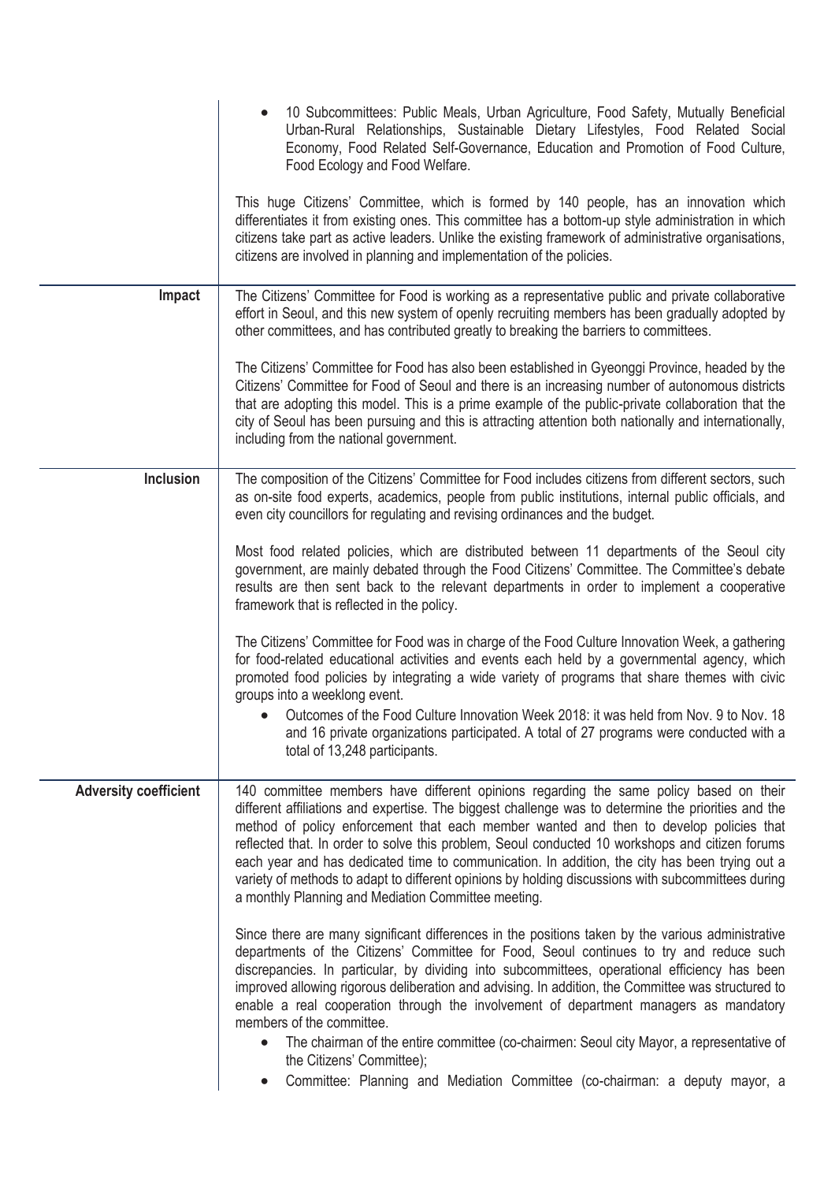| | |
|---|---|
| | • 10 Subcommittees: Public Meals, Urban Agriculture, Food Safety, Mutually Beneficial Urban-Rural Relationships, Sustainable Dietary Lifestyles, Food Related Social Economy, Food Related Self-Governance, Education and Promotion of Food Culture, Food Ecology and Food Welfare.<br><br>This huge Citizens' Committee, which is formed by 140 people, has an innovation which differentiates it from existing ones. This committee has a bottom-up style administration in which citizens take part as active leaders. Unlike the existing framework of administrative organisations, citizens are involved in planning and implementation of the policies. |
| **Impact** | The Citizens' Committee for Food is working as a representative public and private collaborative effort in Seoul, and this new system of openly recruiting members has been gradually adopted by other committees, and has contributed greatly to breaking the barriers to committees.<br><br>The Citizens' Committee for Food has also been established in Gyeonggi Province, headed by the Citizens' Committee for Food of Seoul and there is an increasing number of autonomous districts that are adopting this model. This is a prime example of the public-private collaboration that the city of Seoul has been pursuing and this is attracting attention both nationally and internationally, including from the national government. |
| **Inclusion** | The composition of the Citizens' Committee for Food includes citizens from different sectors, such as on-site food experts, academics, people from public institutions, internal public officials, and even city councillors for regulating and revising ordinances and the budget.<br><br>Most food related policies, which are distributed between 11 departments of the Seoul city government, are mainly debated through the Food Citizens' Committee. The Committee's debate results are then sent back to the relevant departments in order to implement a cooperative framework that is reflected in the policy.<br><br>The Citizens' Committee for Food was in charge of the Food Culture Innovation Week, a gathering for food-related educational activities and events each held by a governmental agency, which promoted food policies by integrating a wide variety of programs that share themes with civic groups into a weeklong event.<br>• Outcomes of the Food Culture Innovation Week 2018: it was held from Nov. 9 to Nov. 18 and 16 private organizations participated. A total of 27 programs were conducted with a total of 13,248 participants. |
| **Adversity coefficient** | 140 committee members have different opinions regarding the same policy based on their different affiliations and expertise. The biggest challenge was to determine the priorities and the method of policy enforcement that each member wanted and then to develop policies that reflected that. In order to solve this problem, Seoul conducted 10 workshops and citizen forums each year and has dedicated time to communication. In addition, the city has been trying out a variety of methods to adapt to different opinions by holding discussions with subcommittees during a monthly Planning and Mediation Committee meeting.<br><br>Since there are many significant differences in the positions taken by the various administrative departments of the Citizens' Committee for Food, Seoul continues to try and reduce such discrepancies. In particular, by dividing into subcommittees, operational efficiency has been improved allowing rigorous deliberation and advising. In addition, the Committee was structured to enable a real cooperation through the involvement of department managers as mandatory members of the committee.<br>• The chairman of the entire committee (co-chairmen: Seoul city Mayor, a representative of the Citizens' Committee);<br>• Committee: Planning and Mediation Committee (co-chairman: a deputy mayor, a |